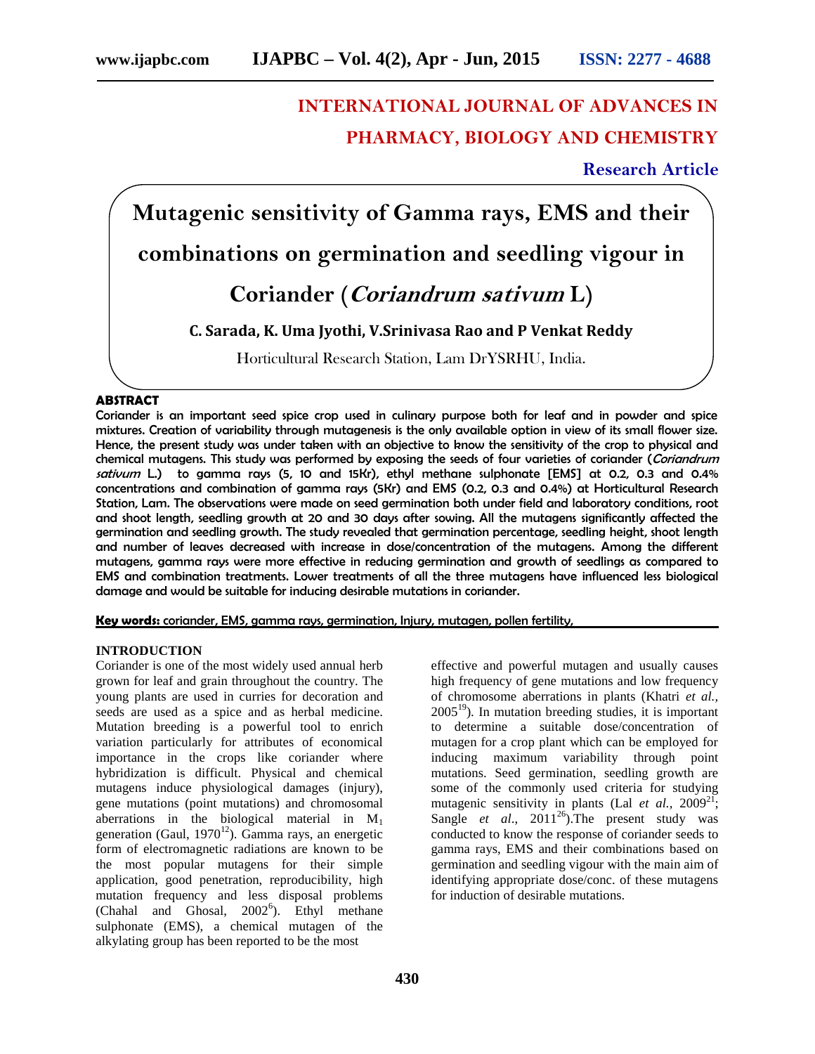# INTERNATIONAL JOURNAL OF ADVANCES IN PHARMACY, BIOLOGY AND CHEMISTRY

**Research Article**

# Mutagenic sensitivity of Gamma rays, EMS and their combinations on germination and seedling vigour in Coriander (*Coriandrum sativum* L)

**C. Sarada, K. Uma Jyothi, V.Srinivasa Rao and P Venkat Reddy**

Horticultural Research Station, Lam DrYSRHU, India.

## ABSTRACT

**Coriander is an important seed spice crop used in culinary purpose both for leaf and in powder and spice mixtures. Creation of variability through mutagenesis is the only available option in view of its small flower size. Hence, the present study was under taken with an objective to know the sensitivity of the crop to physical and chemical mutagens. This study was performed by exposing the seeds of four varieties of coriander (*Coriandrum sativum* L.) to gamma rays (5, 10 and 15Kr), ethyl methane sulphonate [EMS] at 0.2, 0.3 and 0.4% concentrations and combination of gamma rays (5Kr) and EMS (0.2, 0.3 and 0.4%) at Horticultural Research Station, Lam. The observations were made on seed germination both under field and laboratory conditions, root and shoot length, seedling growth at 20 and 30 days after sowing. All the mutagens significantly affected the germination and seedling growth. The study revealed that germination percentage, seedling height, shoot length and number of leaves decreased with increase in dose/concentration of the mutagens. Among the different mutagens, gamma rays were more effective in reducing germination and growth of seedlings as compared to EMS and combination treatments. Lower treatments of all the three mutagens have influenced less biological damage and would be suitable for inducing desirable mutations in coriander.**

**Key words:** coriander, EMS, gamma rays, germination, Injury, mutagen, pollen fertility,

## INTRODUCTION

Coriander is one of the most widely used annual herb grown for leaf and grain throughout the country. The young plants are used in curries for decoration and seeds are used as a spice and as herbal medicine. Mutation breeding is a powerful tool to enrich variation particularly for attributes of economical importance in the crops like coriander where hybridization is difficult. Physical and chemical mutagens induce physiological damages (injury), gene mutations (point mutations) and chromosomal aberrations in the biological material in $M_1$ generation (Gaul, 1970[12]). Gamma rays, an energetic form of electromagnetic radiations are known to be the most popular mutagens for their simple application, good penetration, reproducibility, high mutation frequency and less disposal problems (Chahal and Ghosal, 2002[6]). Ethyl methane sulphonate (EMS), a chemical mutagen of the alkylating group has been reported to be the most effective and powerful mutagen and usually causes high frequency of gene mutations and low frequency of chromosome aberrations in plants (Khatri *et al.*, 2005[19]). In mutation breeding studies, it is important to determine a suitable dose/concentration of mutagen for a crop plant which can be employed for inducing maximum variability through point mutations. Seed germination, seedling growth are some of the commonly used criteria for studying mutagenic sensitivity in plants (Lal *et al.*, 2009[21]; Sangle *et al*., 2011[26]).The present study was conducted to know the response of coriander seeds to gamma rays, EMS and their combinations based on germination and seedling vigour with the main aim of identifying appropriate dose/conc. of these mutagens for induction of desirable mutations.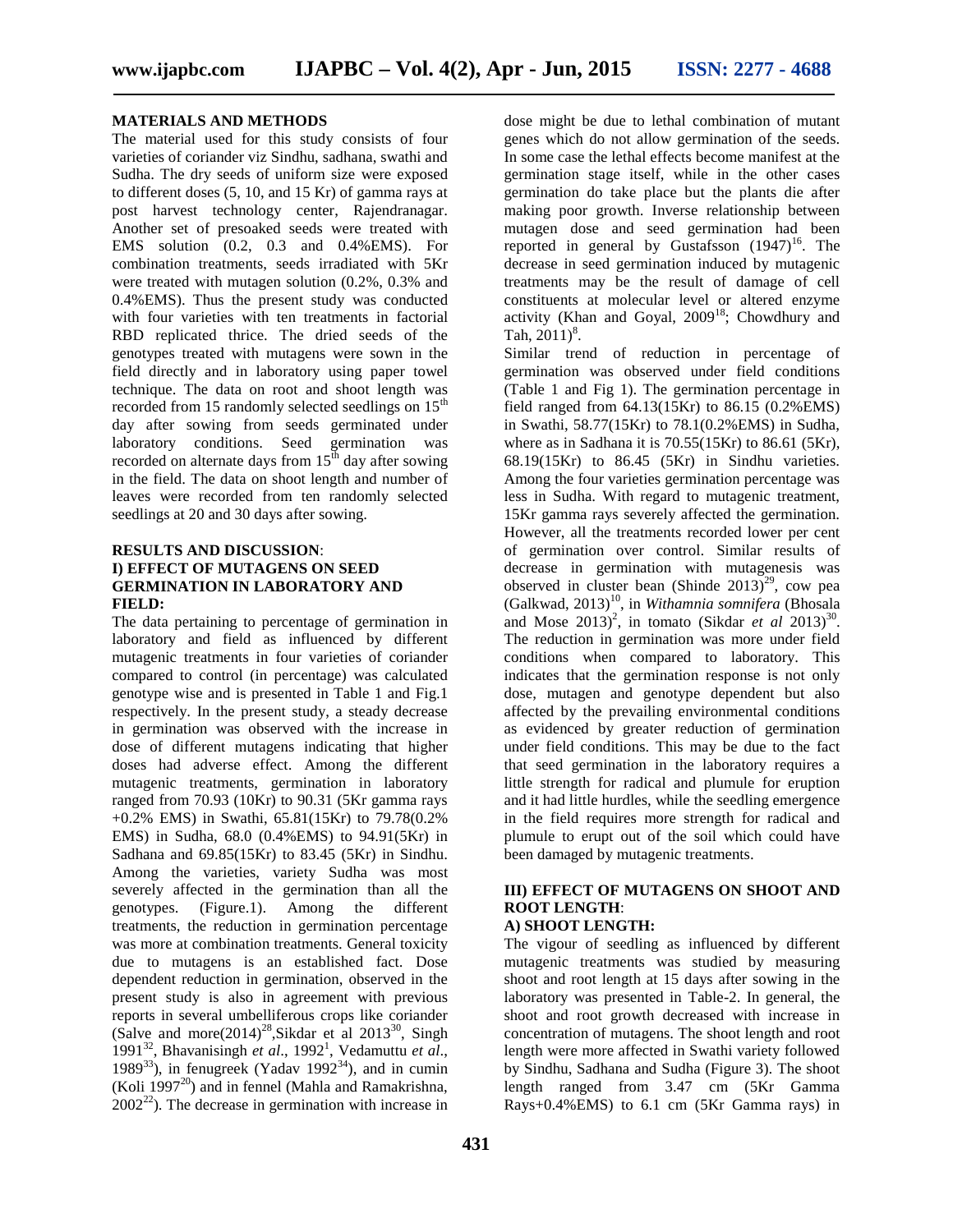## MATERIALS AND METHODS

The material used for this study consists of four varieties of coriander viz Sindhu, sadhana, swathi and Sudha. The dry seeds of uniform size were exposed to different doses (5, 10, and 15 Kr) of gamma rays at post harvest technology center, Rajendranagar. Another set of presoaked seeds were treated with EMS solution (0.2, 0.3 and 0.4%EMS). For combination treatments, seeds irradiated with 5Kr were treated with mutagen solution (0.2%, 0.3% and 0.4%EMS). Thus the present study was conducted with four varieties with ten treatments in factorial RBD replicated thrice. The dried seeds of the genotypes treated with mutagens were sown in the field directly and in laboratory using paper towel technique. The data on root and shoot length was recorded from 15 randomly selected seedlings on 15$^{th}$ day after sowing from seeds germinated under laboratory conditions. Seed germination was recorded on alternate days from 15$^{th}$ day after sowing in the field. The data on shoot length and number of leaves were recorded from ten randomly selected seedlings at 20 and 30 days after sowing.

## RESULTS AND DISCUSSION:

### I) EFFECT OF MUTAGENS ON SEED GERMINATION IN LABORATORY AND FIELD:

The data pertaining to percentage of germination in laboratory and field as influenced by different mutagenic treatments in four varieties of coriander compared to control (in percentage) was calculated genotype wise and is presented in Table 1 and Fig.1 respectively. In the present study, a steady decrease in germination was observed with the increase in dose of different mutagens indicating that higher doses had adverse effect. Among the different mutagenic treatments, germination in laboratory ranged from 70.93 (10Kr) to 90.31 (5Kr gamma rays +0.2% EMS) in Swathi, 65.81(15Kr) to 79.78(0.2% EMS) in Sudha, 68.0 (0.4%EMS) to 94.91(5Kr) in Sadhana and 69.85(15Kr) to 83.45 (5Kr) in Sindhu. Among the varieties, variety Sudha was most severely affected in the germination than all the genotypes. (Figure.1). Among the different treatments, the reduction in germination percentage was more at combination treatments. General toxicity due to mutagens is an established fact. Dose dependent reduction in germination, observed in the present study is also in agreement with previous reports in several umbelliferous crops like coriander (Salve and more(2014)[28],Sikdar et al 2013[30], Singh 1991[32], Bhavanisingh *et al*., 1992[1], Vedamuttu *et al*., 1989[33]), in fenugreek (Yadav 1992[34]), and in cumin (Koli 1997[20]) and in fennel (Mahla and Ramakrishna, 2002[22]). The decrease in germination with increase in dose might be due to lethal combination of mutant genes which do not allow germination of the seeds. In some case the lethal effects become manifest at the germination stage itself, while in the other cases germination do take place but the plants die after making poor growth. Inverse relationship between mutagen dose and seed germination had been reported in general by Gustafsson (1947)[16]. The decrease in seed germination induced by mutagenic treatments may be the result of damage of cell constituents at molecular level or altered enzyme activity (Khan and Goyal, 2009[18]; Chowdhury and Tah, 2011)[8].

Similar trend of reduction in percentage of germination was observed under field conditions (Table 1 and Fig 1). The germination percentage in field ranged from 64.13(15Kr) to 86.15 (0.2%EMS) in Swathi, 58.77(15Kr) to 78.1(0.2%EMS) in Sudha, where as in Sadhana it is 70.55(15Kr) to 86.61 (5Kr), 68.19(15Kr) to 86.45 (5Kr) in Sindhu varieties. Among the four varieties germination percentage was less in Sudha. With regard to mutagenic treatment, 15Kr gamma rays severely affected the germination. However, all the treatments recorded lower per cent of germination over control. Similar results of decrease in germination with mutagenesis was observed in cluster bean (Shinde 2013)[29], cow pea (Galkwad, 2013)[10], in *Withamnia somnifera* (Bhosala and Mose 2013)[2], in tomato (Sikdar *et al* 2013)[30]. The reduction in germination was more under field conditions when compared to laboratory. This indicates that the germination response is not only dose, mutagen and genotype dependent but also affected by the prevailing environmental conditions as evidenced by greater reduction of germination under field conditions. This may be due to the fact that seed germination in the laboratory requires a little strength for radical and plumule for eruption and it had little hurdles, while the seedling emergence in the field requires more strength for radical and plumule to erupt out of the soil which could have been damaged by mutagenic treatments.

### III) EFFECT OF MUTAGENS ON SHOOT AND ROOT LENGTH:

#### A) SHOOT LENGTH:

The vigour of seedling as influenced by different mutagenic treatments was studied by measuring shoot and root length at 15 days after sowing in the laboratory was presented in Table-2. In general, the shoot and root growth decreased with increase in concentration of mutagens. The shoot length and root length were more affected in Swathi variety followed by Sindhu, Sadhana and Sudha (Figure 3). The shoot length ranged from 3.47 cm (5Kr Gamma Rays+0.4%EMS) to 6.1 cm (5Kr Gamma rays) in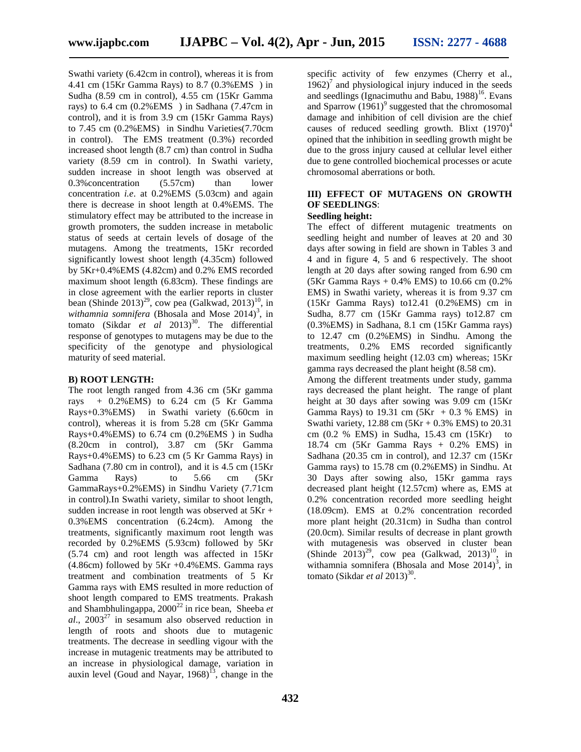Swathi variety (6.42cm in control), whereas it is from 4.41 cm (15Kr Gamma Rays) to 8.7 (0.3%EMS ) in Sudha (8.59 cm in control), 4.55 cm (15Kr Gamma rays) to 6.4 cm (0.2%EMS ) in Sadhana (7.47cm in control), and it is from 3.9 cm (15Kr Gamma Rays) to 7.45 cm (0.2%EMS) in Sindhu Varieties(7.70cm in control). The EMS treatment (0.3%) recorded increased shoot length (8.7 cm) than control in Sudha variety (8.59 cm in control). In Swathi variety, sudden increase in shoot length was observed at 0.3%concentration (5.57cm) than lower concentration *i.e*. at 0.2%EMS (5.03cm) and again there is decrease in shoot length at 0.4%EMS. The stimulatory effect may be attributed to the increase in growth promoters, the sudden increase in metabolic status of seeds at certain levels of dosage of the mutagens. Among the treatments, 15Kr recorded significantly lowest shoot length (4.35cm) followed by 5Kr+0.4%EMS (4.82cm) and 0.2% EMS recorded maximum shoot length (6.83cm). These findings are in close agreement with the earlier reports in cluster bean (Shinde 2013)[29], cow pea (Galkwad, 2013)[10], in *withamnia somnifera* (Bhosala and Mose 2014)[3], in tomato (Sikdar *et al* 2013)[30]. The differential response of genotypes to mutagens may be due to the specificity of the genotype and physiological maturity of seed material.

**B) ROOT LENGTH:**

The root length ranged from 4.36 cm (5Kr gamma rays + 0.2%EMS) to 6.24 cm (5 Kr Gamma Rays+0.3%EMS) in Swathi variety (6.60cm in control), whereas it is from 5.28 cm (5Kr Gamma Rays+0.4%EMS) to 6.74 cm (0.2%EMS ) in Sudha (8.20cm in control), 3.87 cm (5Kr Gamma Rays+0.4%EMS) to 6.23 cm (5 Kr Gamma Rays) in Sadhana (7.80 cm in control), and it is 4.5 cm (15Kr Gamma Rays) to 5.66 cm (5Kr GammaRays+0.2%EMS) in Sindhu Variety (7.71cm in control).In Swathi variety, similar to shoot length, sudden increase in root length was observed at 5Kr + 0.3%EMS concentration (6.24cm). Among the treatments, significantly maximum root length was recorded by 0.2%EMS (5.93cm) followed by 5Kr (5.74 cm) and root length was affected in 15Kr (4.86cm) followed by 5Kr +0.4%EMS. Gamma rays treatment and combination treatments of 5 Kr Gamma rays with EMS resulted in more reduction of shoot length compared to EMS treatments. Prakash and Shambhulingappa, 2000[22] in rice bean, Sheeba *et al*., 2003[27] in sesamum also observed reduction in length of roots and shoots due to mutagenic treatments. The decrease in seedling vigour with the increase in mutagenic treatments may be attributed to an increase in physiological damage, variation in auxin level (Goud and Nayar, 1968)[13], change in the specific activity of few enzymes (Cherry et al., 1962)[7] and physiological injury induced in the seeds and seedlings (Ignacimuthu and Babu, 1988)[16]. Evans and Sparrow (1961)[9] suggested that the chromosomal damage and inhibition of cell division are the chief causes of reduced seedling growth. Blixt (1970)[4] opined that the inhibition in seedling growth might be due to the gross injury caused at cellular level either due to gene controlled biochemical processes or acute chromosomal aberrations or both.

### III) EFFECT OF MUTAGENS ON GROWTH OF SEEDLINGS:

**Seedling height:**

The effect of different mutagenic treatments on seedling height and number of leaves at 20 and 30 days after sowing in field are shown in Tables 3 and 4 and in figure 4, 5 and 6 respectively. The shoot length at 20 days after sowing ranged from 6.90 cm (5Kr Gamma Rays + 0.4% EMS) to 10.66 cm (0.2% EMS) in Swathi variety, whereas it is from 9.37 cm (15Kr Gamma Rays) to12.41 (0.2%EMS) cm in Sudha, 8.77 cm (15Kr Gamma rays) to12.87 cm (0.3%EMS) in Sadhana, 8.1 cm (15Kr Gamma rays) to 12.47 cm (0.2%EMS) in Sindhu. Among the treatments, 0.2% EMS recorded significantly maximum seedling height (12.03 cm) whereas; 15Kr gamma rays decreased the plant height (8.58 cm).

Among the different treatments under study, gamma rays decreased the plant height. The range of plant height at 30 days after sowing was 9.09 cm (15Kr Gamma Rays) to 19.31 cm (5Kr + 0.3 % EMS) in Swathi variety, 12.88 cm (5Kr + 0.3% EMS) to 20.31 cm (0.2 % EMS) in Sudha, 15.43 cm (15Kr) to 18.74 cm (5Kr Gamma Rays + 0.2% EMS) in Sadhana (20.35 cm in control), and 12.37 cm (15Kr Gamma rays) to 15.78 cm (0.2%EMS) in Sindhu. At 30 Days after sowing also, 15Kr gamma rays decreased plant height (12.57cm) where as, EMS at 0.2% concentration recorded more seedling height (18.09cm). EMS at 0.2% concentration recorded more plant height (20.31cm) in Sudha than control (20.0cm). Similar results of decrease in plant growth with mutagenesis was observed in cluster bean (Shinde 2013)[29], cow pea (Galkwad, 2013)[10], in withamnia somnifera (Bhosala and Mose 2014)[3], in tomato (Sikdar *et al* 2013)[30].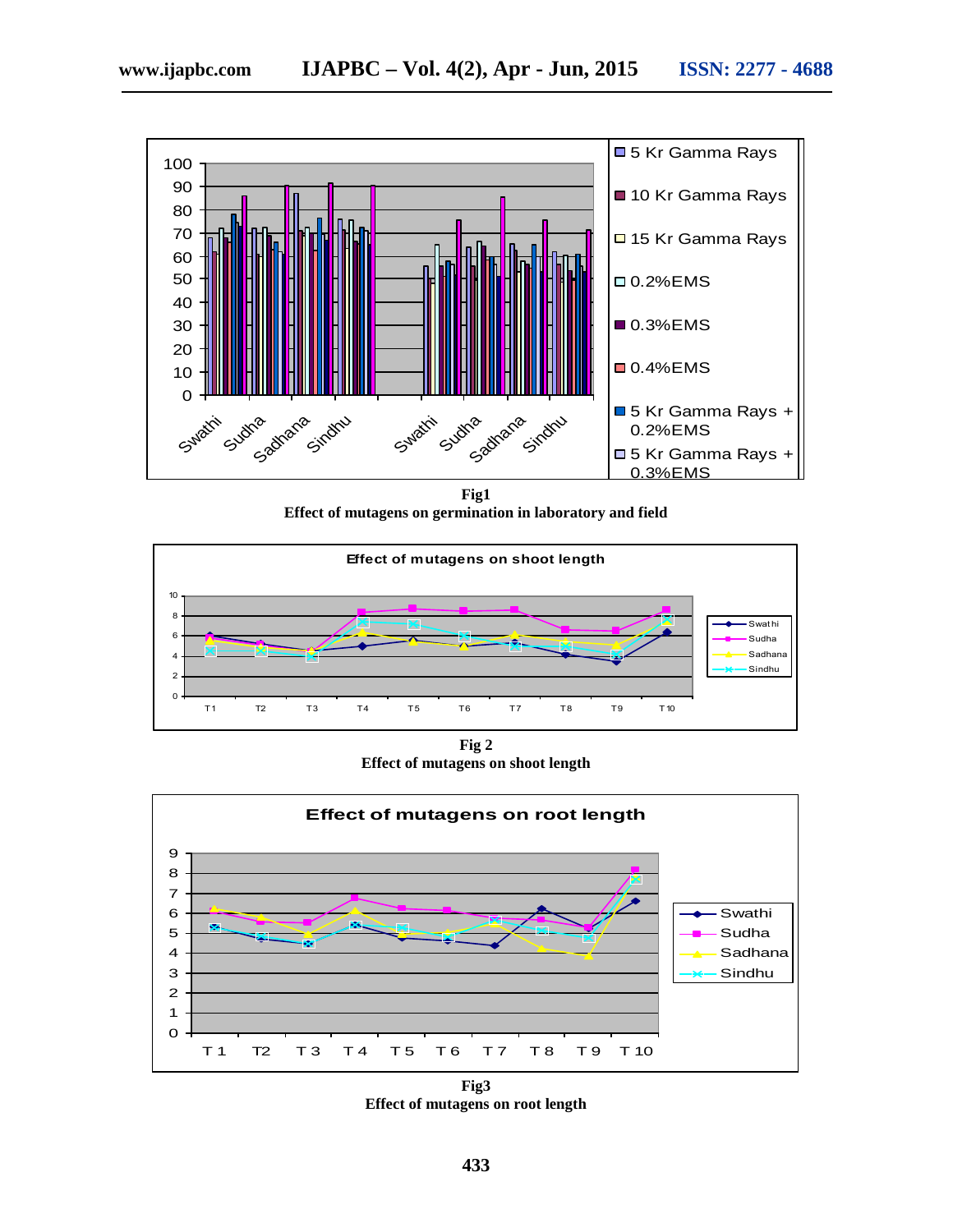**Fig1**
**Effect of mutagens on germination in laboratory and field**

**Fig 2**
**Effect of mutagens on shoot length**

**Fig3**
**Effect of mutagens on root length**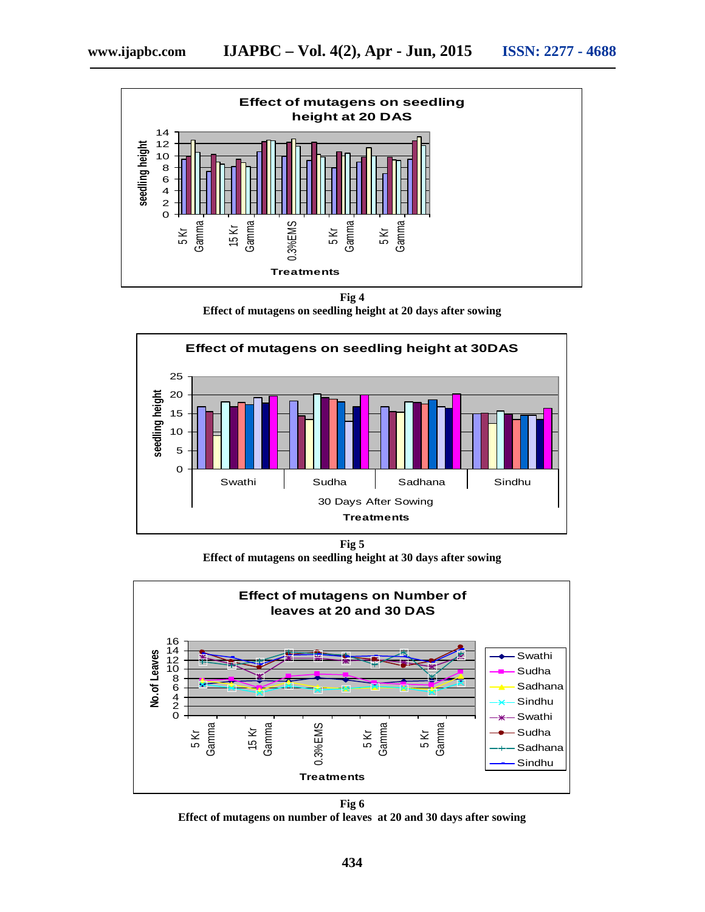**Fig 4**
**Effect of mutagens on seedling height at 20 days after sowing**

**Fig 5**
**Effect of mutagens on seedling height at 30 days after sowing**

**Fig 6**
**Effect of mutagens on number of leaves at 20 and 30 days after sowing**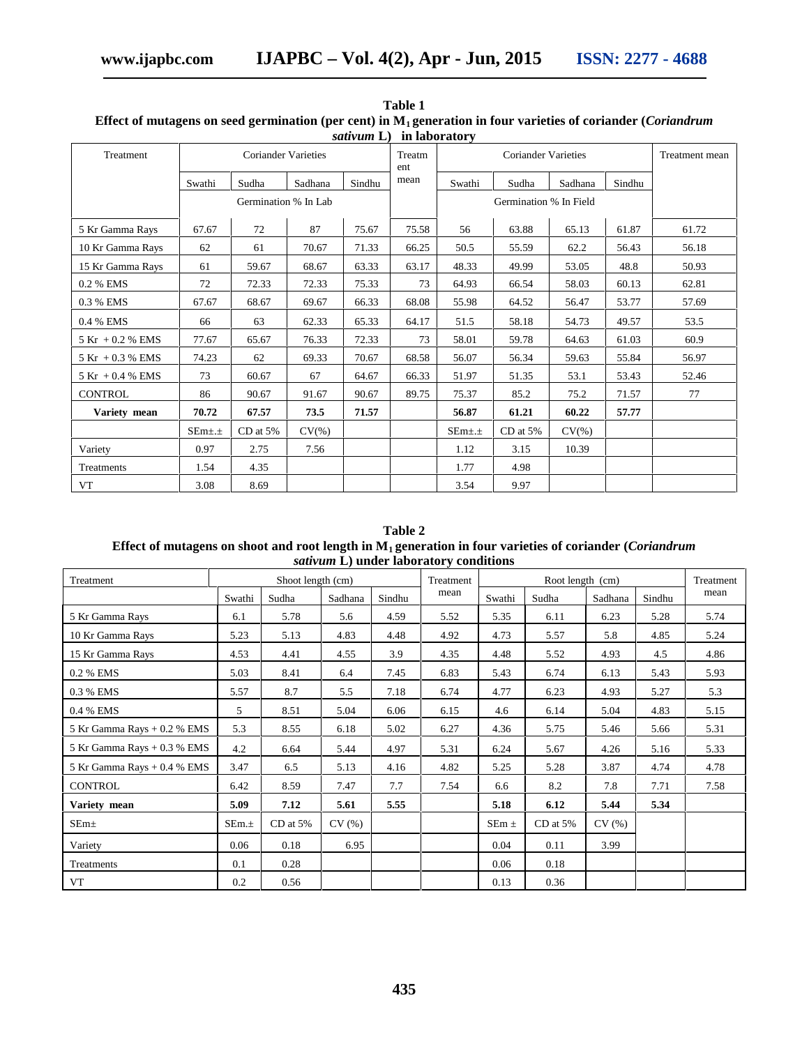**Table 1**
**Effect of mutagens on seed germination (per cent) in $M_1$ generation in four varieties of coriander (*Coriandrum sativum* L) in laboratory**

| Treatment | Coriander Varieties | | | | Treatment mean | Coriander Varieties | | | | Treatment mean |
|---|---|---|---|---|---|---|---|---|---|---|
| | Swathi | Sudha | Sadhana | Sindhu | | Swathi | Sudha | Sadhana | Sindhu | |
| | Germination % In Lab | | | | | Germination % In Field | | | | |
| 5 Kr Gamma Rays | 67.67 | 72 | 87 | 75.67 | 75.58 | 56 | 63.88 | 65.13 | 61.87 | 61.72 |
| 10 Kr Gamma Rays | 62 | 61 | 70.67 | 71.33 | 66.25 | 50.5 | 55.59 | 62.2 | 56.43 | 56.18 |
| 15 Kr Gamma Rays | 61 | 59.67 | 68.67 | 63.33 | 63.17 | 48.33 | 49.99 | 53.05 | 48.8 | 50.93 |
| 0.2 % EMS | 72 | 72.33 | 72.33 | 75.33 | 73 | 64.93 | 66.54 | 58.03 | 60.13 | 62.81 |
| 0.3 % EMS | 67.67 | 68.67 | 69.67 | 66.33 | 68.08 | 55.98 | 64.52 | 56.47 | 53.77 | 57.69 |
| 0.4 % EMS | 66 | 63 | 62.33 | 65.33 | 64.17 | 51.5 | 58.18 | 54.73 | 49.57 | 53.5 |
| 5 Kr + 0.2 % EMS | 77.67 | 65.67 | 76.33 | 72.33 | 73 | 58.01 | 59.78 | 64.63 | 61.03 | 60.9 |
| 5 Kr + 0.3 % EMS | 74.23 | 62 | 69.33 | 70.67 | 68.58 | 56.07 | 56.34 | 59.63 | 55.84 | 56.97 |
| 5 Kr + 0.4 % EMS | 73 | 60.67 | 67 | 64.67 | 66.33 | 51.97 | 51.35 | 53.1 | 53.43 | 52.46 |
| CONTROL | 86 | 90.67 | 91.67 | 90.67 | 89.75 | 75.37 | 85.2 | 75.2 | 71.57 | 77 |
| **Variety mean** | **70.72** | **67.57** | **73.5** | **71.57** | | **56.87** | **61.21** | **60.22** | **57.77** | |
| | SEm±.± | CD at 5% | CV(%) | | | SEm±.± | CD at 5% | CV(%) | | |
| Variety | 0.97 | 2.75 | 7.56 | | | 1.12 | 3.15 | 10.39 | | |
| Treatments | 1.54 | 4.35 | | | | 1.77 | 4.98 | | | |
| VT | 3.08 | 8.69 | | | | 3.54 | 9.97 | | | |

**Table 2**
**Effect of mutagens on shoot and root length in $M_1$ generation in four varieties of coriander (*Coriandrum sativum* L) under laboratory conditions**

| Treatment | Shoot length (cm) | | | | Treatment mean | Root length (cm) | | | | Treatment mean |
|---|---|---|---|---|---|---|---|---|---|---|
| | Swathi | Sudha | Sadhana | Sindhu | | Swathi | Sudha | Sadhana | Sindhu | |
| 5 Kr Gamma Rays | 6.1 | 5.78 | 5.6 | 4.59 | 5.52 | 5.35 | 6.11 | 6.23 | 5.28 | 5.74 |
| 10 Kr Gamma Rays | 5.23 | 5.13 | 4.83 | 4.48 | 4.92 | 4.73 | 5.57 | 5.8 | 4.85 | 5.24 |
| 15 Kr Gamma Rays | 4.53 | 4.41 | 4.55 | 3.9 | 4.35 | 4.48 | 5.52 | 4.93 | 4.5 | 4.86 |
| 0.2 % EMS | 5.03 | 8.41 | 6.4 | 7.45 | 6.83 | 5.43 | 6.74 | 6.13 | 5.43 | 5.93 |
| 0.3 % EMS | 5.57 | 8.7 | 5.5 | 7.18 | 6.74 | 4.77 | 6.23 | 4.93 | 5.27 | 5.3 |
| 0.4 % EMS | 5 | 8.51 | 5.04 | 6.06 | 6.15 | 4.6 | 6.14 | 5.04 | 4.83 | 5.15 |
| 5 Kr Gamma Rays + 0.2 % EMS | 5.3 | 8.55 | 6.18 | 5.02 | 6.27 | 4.36 | 5.75 | 5.46 | 5.66 | 5.31 |
| 5 Kr Gamma Rays + 0.3 % EMS | 4.2 | 6.64 | 5.44 | 4.97 | 5.31 | 6.24 | 5.67 | 4.26 | 5.16 | 5.33 |
| 5 Kr Gamma Rays + 0.4 % EMS | 3.47 | 6.5 | 5.13 | 4.16 | 4.82 | 5.25 | 5.28 | 3.87 | 4.74 | 4.78 |
| CONTROL | 6.42 | 8.59 | 7.47 | 7.7 | 7.54 | 6.6 | 8.2 | 7.8 | 7.71 | 7.58 |
| **Variety mean** | **5.09** | **7.12** | **5.61** | **5.55** | | **5.18** | **6.12** | **5.44** | **5.34** | |
| SEm± | SEm.± | CD at 5% | CV (%) | | | SEm ± | CD at 5% | CV (%) | | |
| Variety | 0.06 | 0.18 | 6.95 | | | 0.04 | 0.11 | 3.99 | | |
| Treatments | 0.1 | 0.28 | | | | 0.06 | 0.18 | | | |
| VT | 0.2 | 0.56 | | | | 0.13 | 0.36 | | | |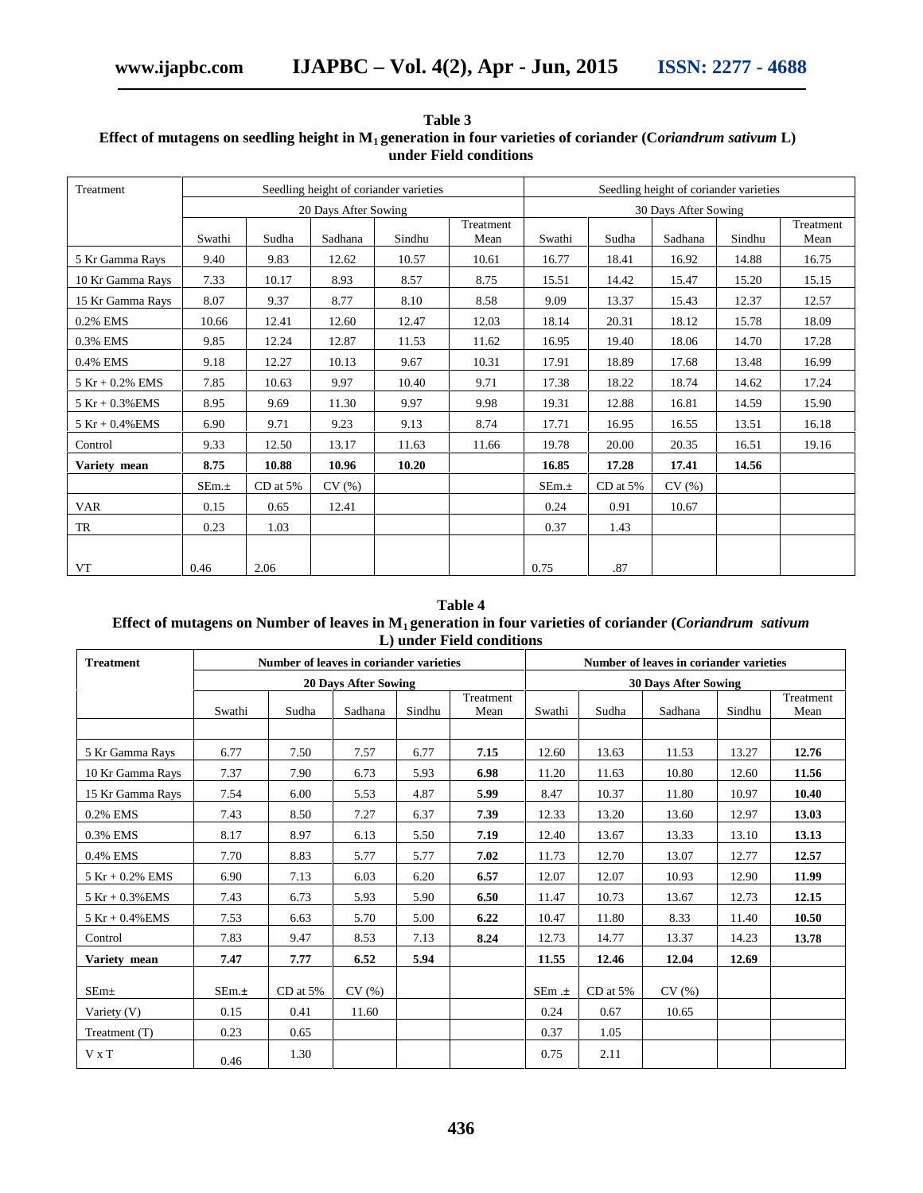**Table 3**

**Effect of mutagens on seedling height in $M_1$ generation in four varieties of coriander (*Coriandrum sativum* L) under Field conditions**

| Treatment | Seedling height of coriander varieties | | | | | Seedling height of coriander varieties | | | | |
|---|---|---|---|---|---|---|---|---|---|---|
| | 20 Days After Sowing | | | | | 30 Days After Sowing | | | | |
| | Swathi | Sudha | Sadhana | Sindhu | Treatment Mean | Swathi | Sudha | Sadhana | Sindhu | Treatment Mean |
| 5 Kr Gamma Rays | 9.40 | 9.83 | 12.62 | 10.57 | 10.61 | 16.77 | 18.41 | 16.92 | 14.88 | 16.75 |
| 10 Kr Gamma Rays | 7.33 | 10.17 | 8.93 | 8.57 | 8.75 | 15.51 | 14.42 | 15.47 | 15.20 | 15.15 |
| 15 Kr Gamma Rays | 8.07 | 9.37 | 8.77 | 8.10 | 8.58 | 9.09 | 13.37 | 15.43 | 12.37 | 12.57 |
| 0.2% EMS | 10.66 | 12.41 | 12.60 | 12.47 | 12.03 | 18.14 | 20.31 | 18.12 | 15.78 | 18.09 |
| 0.3% EMS | 9.85 | 12.24 | 12.87 | 11.53 | 11.62 | 16.95 | 19.40 | 18.06 | 14.70 | 17.28 |
| 0.4% EMS | 9.18 | 12.27 | 10.13 | 9.67 | 10.31 | 17.91 | 18.89 | 17.68 | 13.48 | 16.99 |
| 5 Kr + 0.2% EMS | 7.85 | 10.63 | 9.97 | 10.40 | 9.71 | 17.38 | 18.22 | 18.74 | 14.62 | 17.24 |
| 5 Kr + 0.3%EMS | 8.95 | 9.69 | 11.30 | 9.97 | 9.98 | 19.31 | 12.88 | 16.81 | 14.59 | 15.90 |
| 5 Kr + 0.4%EMS | 6.90 | 9.71 | 9.23 | 9.13 | 8.74 | 17.71 | 16.95 | 16.55 | 13.51 | 16.18 |
| Control | 9.33 | 12.50 | 13.17 | 11.63 | 11.66 | 19.78 | 20.00 | 20.35 | 16.51 | 19.16 |
| **Variety mean** | **8.75** | **10.88** | **10.96** | **10.20** | | **16.85** | **17.28** | **17.41** | **14.56** | |
| | SEm.± | CD at 5% | CV (%) | | | SEm.± | CD at 5% | CV (%) | | |
| VAR | 0.15 | 0.65 | 12.41 | | | 0.24 | 0.91 | 10.67 | | |
| TR | 0.23 | 1.03 | | | | 0.37 | 1.43 | | | |
| VT | 0.46 | 2.06 | | | | 0.75 | .87 | | | |

**Table 4**

**Effect of mutagens on Number of leaves in $M_1$ generation in four varieties of coriander (*Coriandrum sativum* L) under Field conditions**

| **Treatment** | **Number of leaves in coriander varieties** | | | | | **Number of leaves in coriander varieties** | | | | |
|---|---|---|---|---|---|---|---|---|---|---|
| | **20 Days After Sowing** | | | | | **30 Days After Sowing** | | | | |
| | Swathi | Sudha | Sadhana | Sindhu | Treatment Mean | Swathi | Sudha | Sadhana | Sindhu | Treatment Mean |
| 5 Kr Gamma Rays | 6.77 | 7.50 | 7.57 | 6.77 | **7.15** | 12.60 | 13.63 | 11.53 | 13.27 | **12.76** |
| 10 Kr Gamma Rays | 7.37 | 7.90 | 6.73 | 5.93 | **6.98** | 11.20 | 11.63 | 10.80 | 12.60 | **11.56** |
| 15 Kr Gamma Rays | 7.54 | 6.00 | 5.53 | 4.87 | **5.99** | 8.47 | 10.37 | 11.80 | 10.97 | **10.40** |
| 0.2% EMS | 7.43 | 8.50 | 7.27 | 6.37 | **7.39** | 12.33 | 13.20 | 13.60 | 12.97 | **13.03** |
| 0.3% EMS | 8.17 | 8.97 | 6.13 | 5.50 | **7.19** | 12.40 | 13.67 | 13.33 | 13.10 | **13.13** |
| 0.4% EMS | 7.70 | 8.83 | 5.77 | 5.77 | **7.02** | 11.73 | 12.70 | 13.07 | 12.77 | **12.57** |
| 5 Kr + 0.2% EMS | 6.90 | 7.13 | 6.03 | 6.20 | **6.57** | 12.07 | 12.07 | 10.93 | 12.90 | **11.99** |
| 5 Kr + 0.3%EMS | 7.43 | 6.73 | 5.93 | 5.90 | **6.50** | 11.47 | 10.73 | 13.67 | 12.73 | **12.15** |
| 5 Kr + 0.4%EMS | 7.53 | 6.63 | 5.70 | 5.00 | **6.22** | 10.47 | 11.80 | 8.33 | 11.40 | **10.50** |
| Control | 7.83 | 9.47 | 8.53 | 7.13 | **8.24** | 12.73 | 14.77 | 13.37 | 14.23 | **13.78** |
| **Variety mean** | **7.47** | **7.77** | **6.52** | **5.94** | | **11.55** | **12.46** | **12.04** | **12.69** | |
| SEm± | SEm.± | CD at 5% | CV (%) | | | SEm .± | CD at 5% | CV (%) | | |
| Variety (V) | 0.15 | 0.41 | 11.60 | | | 0.24 | 0.67 | 10.65 | | |
| Treatment (T) | 0.23 | 0.65 | | | | 0.37 | 1.05 | | | |
| V x T | 0.46 | 1.30 | | | | 0.75 | 2.11 | | | |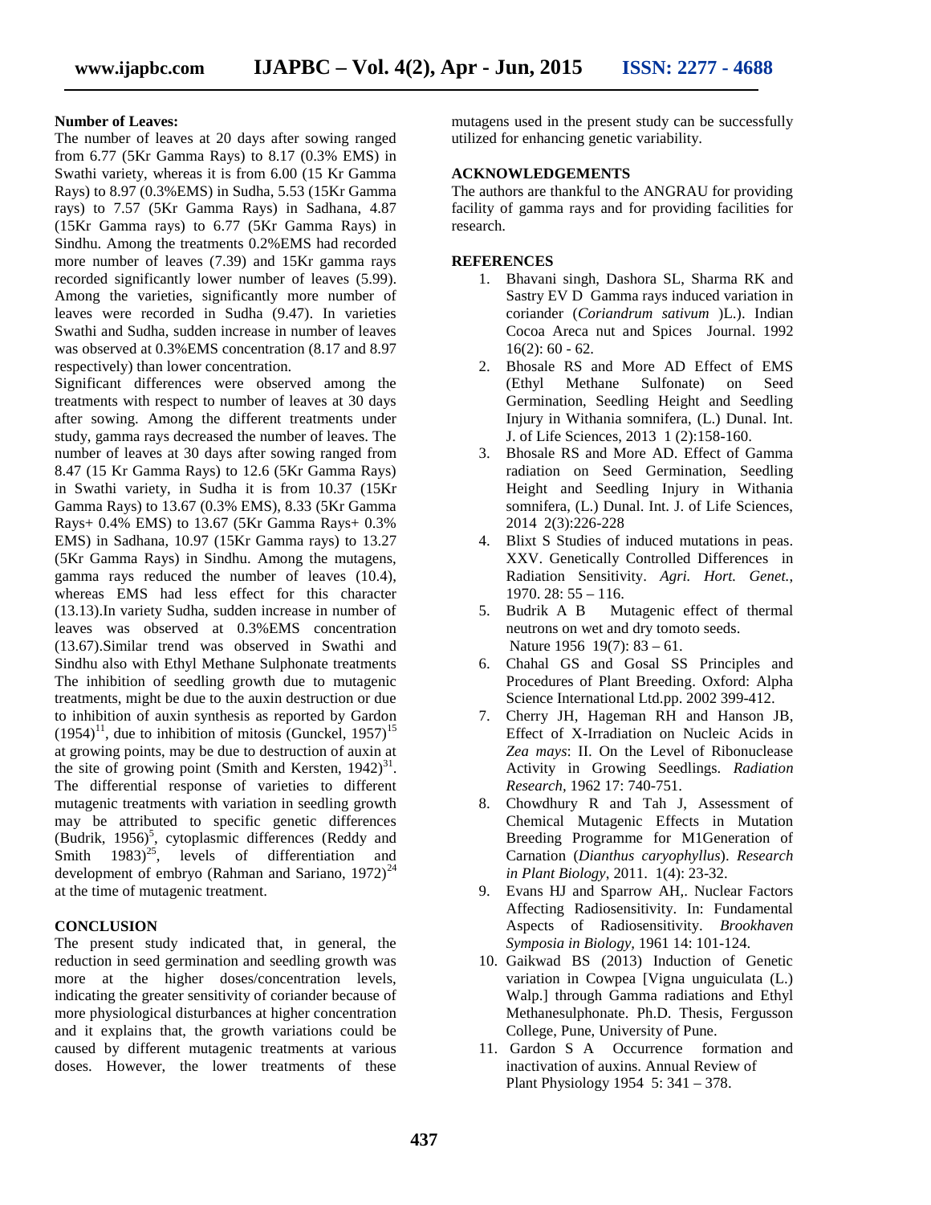**Number of Leaves:**

The number of leaves at 20 days after sowing ranged from 6.77 (5Kr Gamma Rays) to 8.17 (0.3% EMS) in Swathi variety, whereas it is from 6.00 (15 Kr Gamma Rays) to 8.97 (0.3%EMS) in Sudha, 5.53 (15Kr Gamma rays) to 7.57 (5Kr Gamma Rays) in Sadhana, 4.87 (15Kr Gamma rays) to 6.77 (5Kr Gamma Rays) in Sindhu. Among the treatments 0.2%EMS had recorded more number of leaves (7.39) and 15Kr gamma rays recorded significantly lower number of leaves (5.99). Among the varieties, significantly more number of leaves were recorded in Sudha (9.47). In varieties Swathi and Sudha, sudden increase in number of leaves was observed at 0.3%EMS concentration (8.17 and 8.97 respectively) than lower concentration.

Significant differences were observed among the treatments with respect to number of leaves at 30 days after sowing. Among the different treatments under study, gamma rays decreased the number of leaves. The number of leaves at 30 days after sowing ranged from 8.47 (15 Kr Gamma Rays) to 12.6 (5Kr Gamma Rays) in Swathi variety, in Sudha it is from 10.37 (15Kr Gamma Rays) to 13.67 (0.3% EMS), 8.33 (5Kr Gamma Rays+ 0.4% EMS) to 13.67 (5Kr Gamma Rays+ 0.3% EMS) in Sadhana, 10.97 (15Kr Gamma rays) to 13.27 (5Kr Gamma Rays) in Sindhu. Among the mutagens, gamma rays reduced the number of leaves (10.4), whereas EMS had less effect for this character (13.13).In variety Sudha, sudden increase in number of leaves was observed at 0.3%EMS concentration (13.67).Similar trend was observed in Swathi and Sindhu also with Ethyl Methane Sulphonate treatments The inhibition of seedling growth due to mutagenic treatments, might be due to the auxin destruction or due to inhibition of auxin synthesis as reported by Gardon (1954)[11], due to inhibition of mitosis (Gunckel, 1957)[15] at growing points, may be due to destruction of auxin at the site of growing point (Smith and Kersten, 1942)[31]. The differential response of varieties to different mutagenic treatments with variation in seedling growth may be attributed to specific genetic differences (Budrik, 1956)[5], cytoplasmic differences (Reddy and Smith 1983)[25], levels of differentiation and development of embryo (Rahman and Sariano, 1972)[24] at the time of mutagenic treatment.

## CONCLUSION

The present study indicated that, in general, the reduction in seed germination and seedling growth was more at the higher doses/concentration levels, indicating the greater sensitivity of coriander because of more physiological disturbances at higher concentration and it explains that, the growth variations could be caused by different mutagenic treatments at various doses. However, the lower treatments of these mutagens used in the present study can be successfully utilized for enhancing genetic variability.

## ACKNOWLEDGEMENTS

The authors are thankful to the ANGRAU for providing facility of gamma rays and for providing facilities for research.

## REFERENCES

1. Bhavani singh, Dashora SL, Sharma RK and Sastry EV D Gamma rays induced variation in coriander (*Coriandrum sativum* )L.). Indian Cocoa Areca nut and Spices Journal. 1992 16(2): 60 - 62.
2. Bhosale RS and More AD Effect of EMS (Ethyl Methane Sulfonate) on Seed Germination, Seedling Height and Seedling Injury in Withania somnifera, (L.) Dunal. Int. J. of Life Sciences, 2013 1 (2):158-160.
3. Bhosale RS and More AD. Effect of Gamma radiation on Seed Germination, Seedling Height and Seedling Injury in Withania somnifera, (L.) Dunal. Int. J. of Life Sciences, 2014 2(3):226-228
4. Blixt S Studies of induced mutations in peas. XXV. Genetically Controlled Differences in Radiation Sensitivity. *Agri. Hort. Genet.*, 1970. 28: 55 – 116.
5. Budrik A B Mutagenic effect of thermal neutrons on wet and dry tomoto seeds. Nature 1956 19(7): 83 – 61.
6. Chahal GS and Gosal SS Principles and Procedures of Plant Breeding. Oxford: Alpha Science International Ltd.pp. 2002 399-412.
7. Cherry JH, Hageman RH and Hanson JB, Effect of X-Irradiation on Nucleic Acids in *Zea mays*: II. On the Level of Ribonuclease Activity in Growing Seedlings. *Radiation Research,* 1962 17: 740-751.
8. Chowdhury R and Tah J, Assessment of Chemical Mutagenic Effects in Mutation Breeding Programme for M1Generation of Carnation (*Dianthus caryophyllus*). *Research in Plant Biology*, 2011. 1(4): 23-32.
9. Evans HJ and Sparrow AH,. Nuclear Factors Affecting Radiosensitivity. In: Fundamental Aspects of Radiosensitivity. *Brookhaven Symposia in Biology,* 1961 14: 101-124.
10. Gaikwad BS (2013) Induction of Genetic variation in Cowpea [Vigna unguiculata (L.) Walp.] through Gamma radiations and Ethyl Methanesulphonate. Ph.D. Thesis, Fergusson College, Pune, University of Pune.
11. Gardon S A Occurrence formation and inactivation of auxins. Annual Review of Plant Physiology 1954 5: 341 – 378.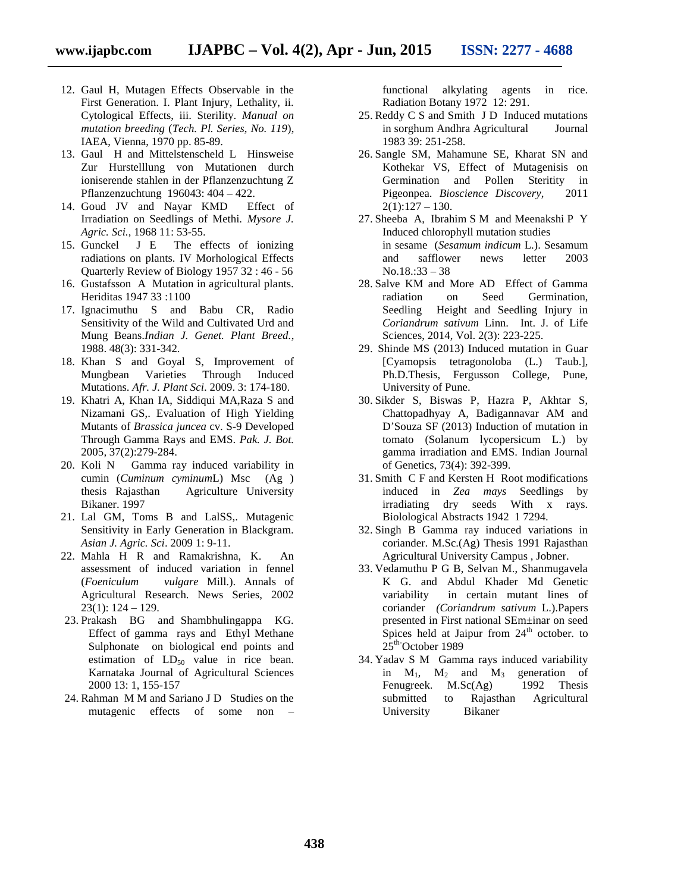12. Gaul H, Mutagen Effects Observable in the First Generation. I. Plant Injury, Lethality, ii. Cytological Effects, iii. Sterility. *Manual on mutation breeding* (*Tech. Pl. Series, No. 119*), IAEA, Vienna, 1970 pp. 85-89.
13. Gaul H and Mittelstenscheld L Hinsweise Zur Hurstelllung von Mutationen durch ioniserende stahlen in der Pflanzenzuchtung Z Pflanzenzuchtung 196043: 404 – 422.
14. Goud JV and Nayar KMD Effect of Irradiation on Seedlings of Methi. *Mysore J. Agric. Sci.*, 1968 11: 53-55.
15. Gunckel J E The effects of ionizing radiations on plants. IV Morhological Effects Quarterly Review of Biology 1957 32 : 46 - 56
16. Gustafsson A Mutation in agricultural plants. Heriditas 1947 33 :1100
17. Ignacimuthu S and Babu CR, Radio Sensitivity of the Wild and Cultivated Urd and Mung Beans.*Indian J. Genet. Plant Breed.*, 1988. 48(3): 331-342.
18. Khan S and Goyal S, Improvement of Mungbean Varieties Through Induced Mutations. *Afr. J. Plant Sci*. 2009. 3: 174-180.
19. Khatri A, Khan IA, Siddiqui MA,Raza S and Nizamani GS,. Evaluation of High Yielding Mutants of *Brassica juncea* cv. S-9 Developed Through Gamma Rays and EMS. *Pak. J. Bot.* 2005, 37(2):279-284.
20. Koli N Gamma ray induced variability in cumin (*Cuminum cyminum*L) Msc (Ag ) thesis Rajasthan Agriculture University Bikaner. 1997
21. Lal GM, Toms B and LalSS,. Mutagenic Sensitivity in Early Generation in Blackgram. *Asian J. Agric. Sci*. 2009 1: 9-11.
22. Mahla H R and Ramakrishna, K. An assessment of induced variation in fennel (*Foeniculum vulgare* Mill.). Annals of Agricultural Research. News Series, 2002 23(1): 124 – 129.
23. Prakash BG and Shambhulingappa KG. Effect of gamma rays and Ethyl Methane Sulphonate on biological end points and estimation of $LD_{50}$ value in rice bean. Karnataka Journal of Agricultural Sciences 2000 13: 1, 155-157
24. Rahman M M and Sariano J D Studies on the mutagenic effects of some non – functional alkylating agents in rice. Radiation Botany 1972 12: 291.
25. Reddy C S and Smith J D Induced mutations in sorghum Andhra Agricultural Journal 1983 39: 251-258.
26. Sangle SM, Mahamune SE, Kharat SN and Kothekar VS, Effect of Mutagenisis on Germination and Pollen Sterility in Pigeonpea. *Bioscience Discovery*, 2011 2(1):127 – 130.
27. Sheeba A, Ibrahim S M and Meenakshi P Y Induced chlorophyll mutation studies in sesame (*Sesamum indicum* L.). Sesamum and safflower news letter 2003 No.18.:33 – 38
28. Salve KM and More AD Effect of Gamma radiation on Seed Germination, Seedling Height and Seedling Injury in *Coriandrum sativum* Linn. Int. J. of Life Sciences, 2014, Vol. 2(3): 223-225.
29. Shinde MS (2013) Induced mutation in Guar [Cyamopsis tetragonoloba (L.) Taub.], Ph.D.Thesis, Fergusson College, Pune, University of Pune.
30. Sikder S, Biswas P, Hazra P, Akhtar S, Chattopadhyay A, Badigannavar AM and D'Souza SF (2013) Induction of mutation in tomato (Solanum lycopersicum L.) by gamma irradiation and EMS. Indian Journal of Genetics, 73(4): 392-399.
31. Smith C F and Kersten H Root modifications induced in *Zea mays* Seedlings by irradiating dry seeds With x rays. Biolological Abstracts 1942 1 7294.
32. Singh B Gamma ray induced variations in coriander. M.Sc.(Ag) Thesis 1991 Rajasthan Agricultural University Campus , Jobner.
33. Vedamuthu P G B, Selvan M., Shanmugavela K G. and Abdul Khader Md Genetic variability in certain mutant lines of coriander *(Coriandrum sativum* L.).Papers presented in First national SEm±inar on seed Spices held at Jaipur from $24^{th}$ october. to $25^{th}$ October 1989
34. Yadav S M Gamma rays induced variability in $M_1$, $M_2$ and $M_3$ generation of Fenugreek. M.Sc(Ag) 1992 Thesis submitted to Rajasthan Agricultural University Bikaner